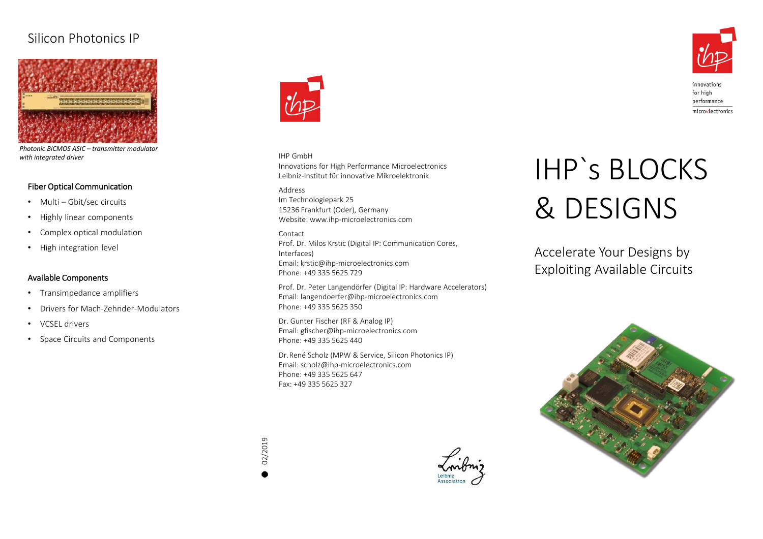# Silicon Photonics IP

*Photonic BiCMOS ASIC – transmitter modulator with integrated driver*

### Fiber Optical Communication

- Multi – Gbit/sec circuits
- Highly linear components
- Complex optical modulation
- High integration level

### Available Components

- Transimpedance amplifiers
- Drivers for Mach-Zehnder-Modulators
- VCSEL drivers
- Space Circuits and Components

IHP GmbH
Innovations for High Performance Microelectronics
Leibniz-Institut für innovative Mikroelektronik

Address
Im Technologiepark 25
15236 Frankfurt (Oder), Germany
Website: www.ihp-microelectronics.com

Contact
Prof. Dr. Milos Krstic (Digital IP: Communication Cores, Interfaces)
Email: krstic@ihp-microelectronics.com
Phone: +49 335 5625 729

Prof. Dr. Peter Langendörfer (Digital IP: Hardware Accelerators)
Email: langendoerfer@ihp-microelectronics.com
Phone: +49 335 5625 350

Dr. Gunter Fischer (RF & Analog IP)
Email: gfischer@ihp-microelectronics.com
Phone: +49 335 5625 440

Dr. René Scholz (MPW & Service, Silicon Photonics IP)
Email: scholz@ihp-microelectronics.com
Phone: +49 335 5625 647
Fax: +49 335 5625 327

02/2019

Leibniz Association

innovations for high performance microelectronics

# IHP`s BLOCKS & DESIGNS

## Accelerate Your Designs by Exploiting Available Circuits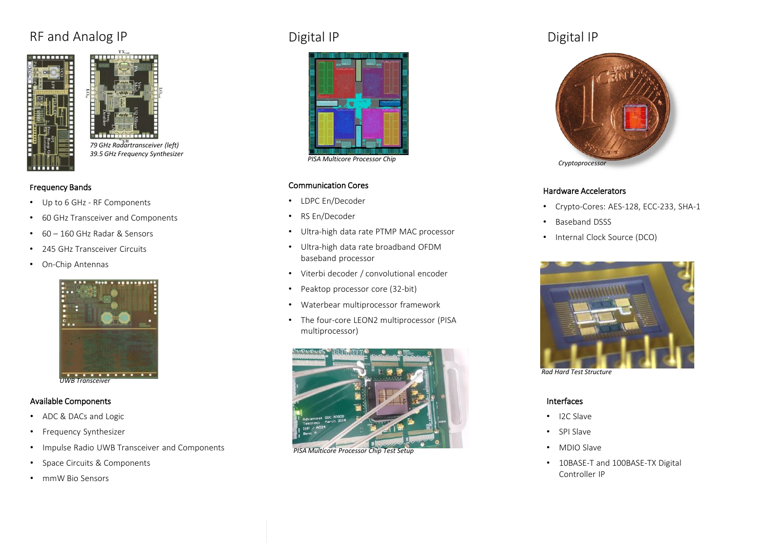# RF and Analog IP

*79 GHz Radartransceiver (left)*
*39.5 GHz Frequency Synthesizer*

### Frequency Bands

- Up to 6 GHz - RF Components
- 60 GHz Transceiver and Components
- 60 – 160 GHz Radar & Sensors
- 245 GHz Transceiver Circuits
- On-Chip Antennas

*UWB Transceiver*

### Available Components

- ADC & DACs and Logic
- Frequency Synthesizer
- Impulse Radio UWB Transceiver and Components
- Space Circuits & Components
- mmW Bio Sensors

# Digital IP

*PISA Multicore Processor Chip*

### Communication Cores

- LDPC En/Decoder
- RS En/Decoder
- Ultra-high data rate PTMP MAC processor
- Ultra-high data rate broadband OFDM baseband processor
- Viterbi decoder / convolutional encoder
- Peaktop processor core (32-bit)
- Waterbear multiprocessor framework
- The four-core LEON2 multiprocessor (PISA multiprocessor)

*PISA Multicore Processor Chip Test Setup*

# Digital IP

*Cryptoprocessor*

### Hardware Accelerators

- Crypto-Cores: AES-128, ECC-233, SHA-1
- Baseband DSSS
- Internal Clock Source (DCO)

*Rad Hard Test Structure*

### Interfaces

- I2C Slave
- SPI Slave
- MDIO Slave
- 10BASE-T and 100BASE-TX Digital Controller IP